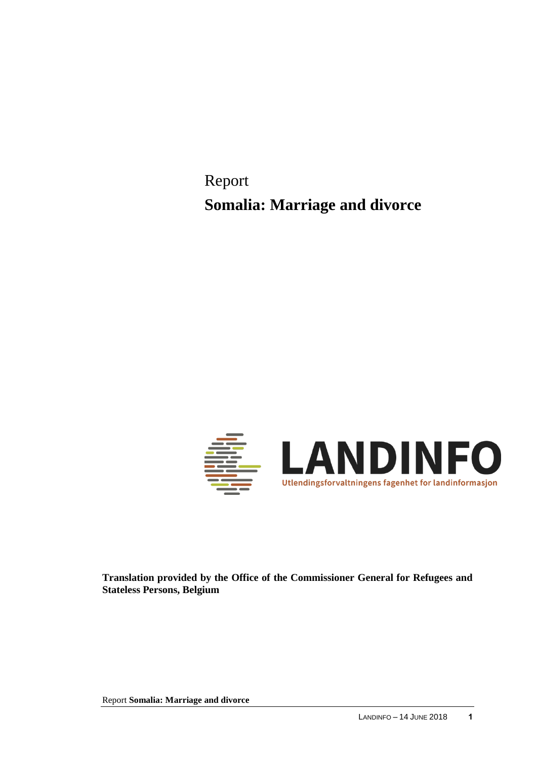Report

# Somalia: Marriage and divorce

LANDINFO

Utlendingsforvaltningens fagenhet for landinformasjon

**Translation provided by the Office of the Commissioner General for Refugees and Stateless Persons, Belgium**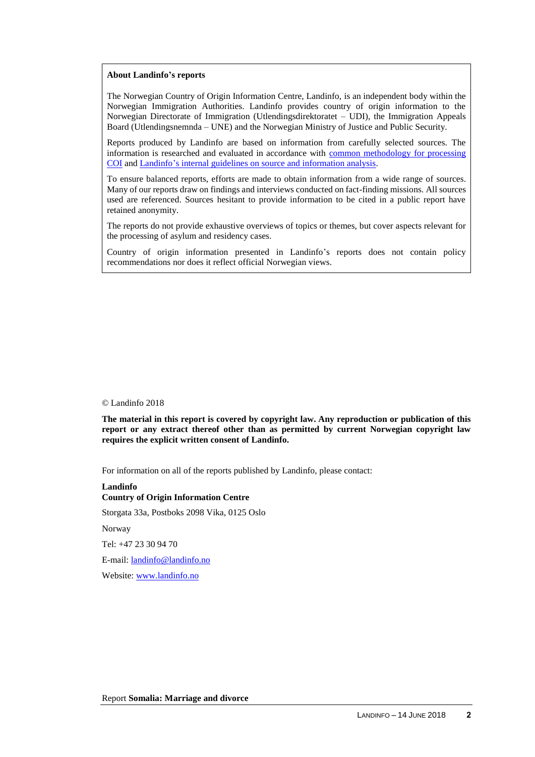**About Landinfo's reports**

The Norwegian Country of Origin Information Centre, Landinfo, is an independent body within the Norwegian Immigration Authorities. Landinfo provides country of origin information to the Norwegian Directorate of Immigration (Utlendingsdirektoratet – UDI), the Immigration Appeals Board (Utlendingsnemnda – UNE) and the Norwegian Ministry of Justice and Public Security.

Reports produced by Landinfo are based on information from carefully selected sources. The information is researched and evaluated in accordance with common methodology for processing COI and Landinfo's internal guidelines on source and information analysis.

To ensure balanced reports, efforts are made to obtain information from a wide range of sources. Many of our reports draw on findings and interviews conducted on fact-finding missions. All sources used are referenced. Sources hesitant to provide information to be cited in a public report have retained anonymity.

The reports do not provide exhaustive overviews of topics or themes, but cover aspects relevant for the processing of asylum and residency cases.

Country of origin information presented in Landinfo's reports does not contain policy recommendations nor does it reflect official Norwegian views.

© Landinfo 2018

**The material in this report is covered by copyright law. Any reproduction or publication of this report or any extract thereof other than as permitted by current Norwegian copyright law requires the explicit written consent of Landinfo.**

For information on all of the reports published by Landinfo, please contact:

**Landinfo**
**Country of Origin Information Centre**

Storgata 33a, Postboks 2098 Vika, 0125 Oslo

Norway

Tel: +47 23 30 94 70

E-mail: landinfo@landinfo.no

Website: www.landinfo.no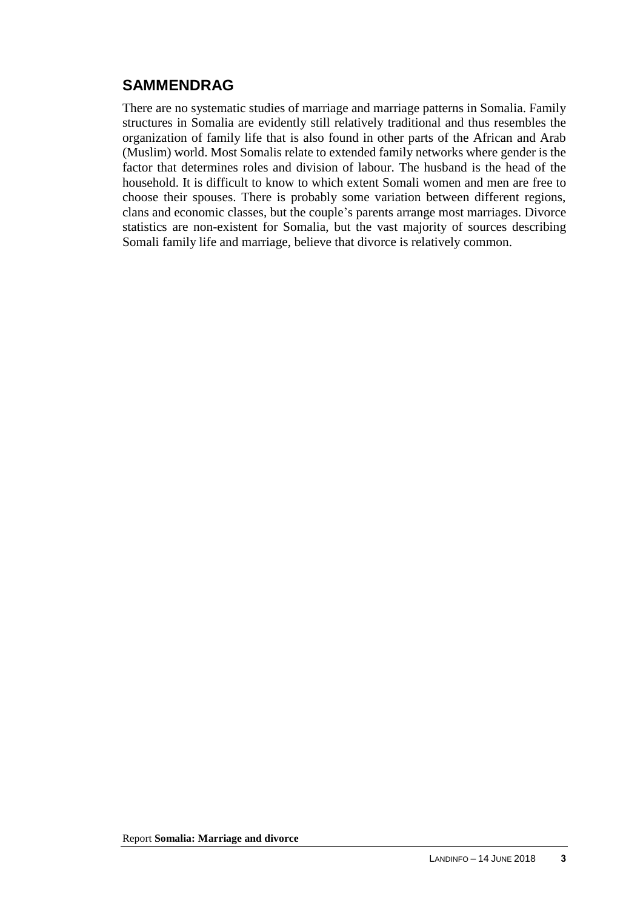## SAMMENDRAG

There are no systematic studies of marriage and marriage patterns in Somalia. Family structures in Somalia are evidently still relatively traditional and thus resembles the organization of family life that is also found in other parts of the African and Arab (Muslim) world. Most Somalis relate to extended family networks where gender is the factor that determines roles and division of labour. The husband is the head of the household. It is difficult to know to which extent Somali women and men are free to choose their spouses. There is probably some variation between different regions, clans and economic classes, but the couple's parents arrange most marriages. Divorce statistics are non-existent for Somalia, but the vast majority of sources describing Somali family life and marriage, believe that divorce is relatively common.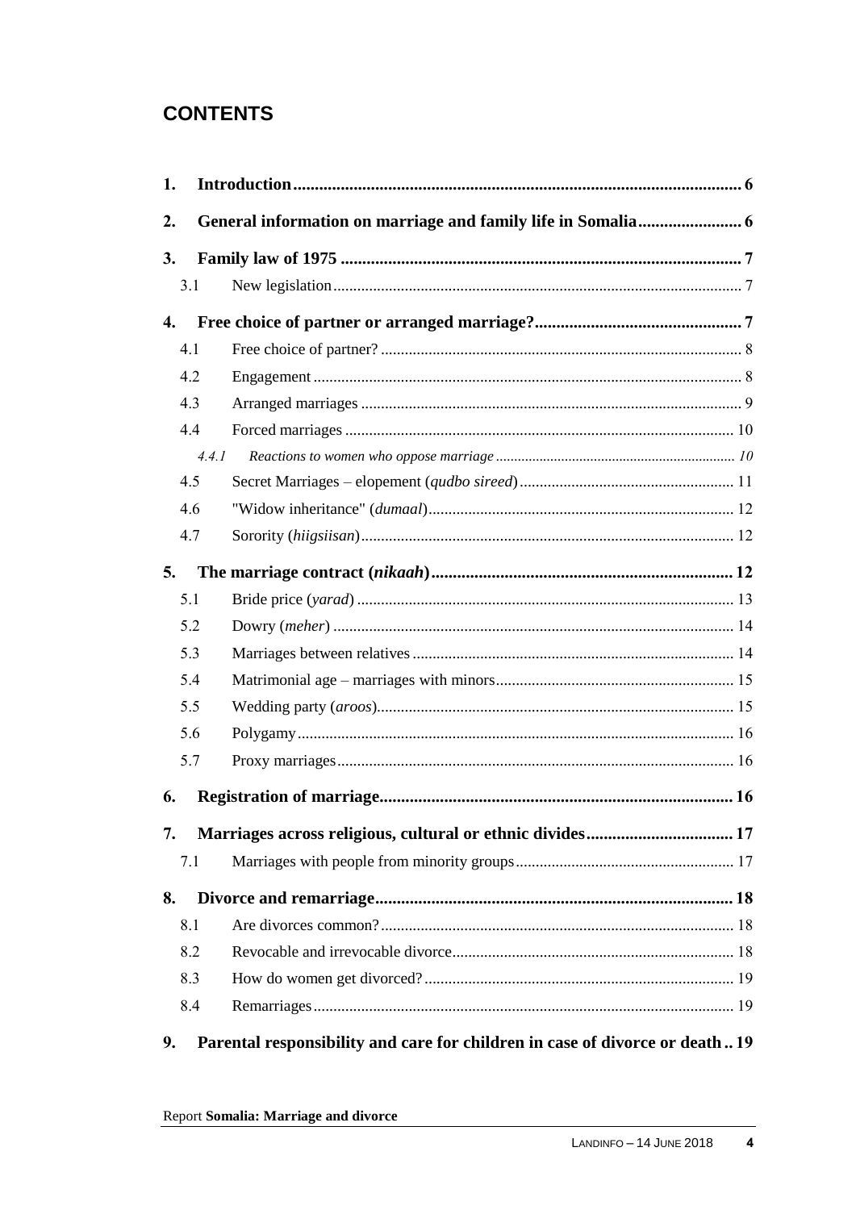## CONTENTS

1. **Introduction** 6
2. **General information on marriage and family life in Somalia** 6
3. **Family law of 1975** 7
   - 3.1 New legislation 7
4. **Free choice of partner or arranged marriage?** 7
   - 4.1 Free choice of partner? 8
   - 4.2 Engagement 8
   - 4.3 Arranged marriages 9
   - 4.4 Forced marriages 10
     - *4.4.1 Reactions to women who oppose marriage* 10
   - 4.5 Secret Marriages – elopement (*qudbo sireed*) 11
   - 4.6 "Widow inheritance" (*dumaal*) 12
   - 4.7 Sorority (*hiigsiisan*) 12
5. **The marriage contract (*nikaah*)** 12
   - 5.1 Bride price (*yarad*) 13
   - 5.2 Dowry (*meher*) 14
   - 5.3 Marriages between relatives 14
   - 5.4 Matrimonial age – marriages with minors 15
   - 5.5 Wedding party (*aroos*) 15
   - 5.6 Polygamy 16
   - 5.7 Proxy marriages 16
6. **Registration of marriage** 16
7. **Marriages across religious, cultural or ethnic divides** 17
   - 7.1 Marriages with people from minority groups 17
8. **Divorce and remarriage** 18
   - 8.1 Are divorces common? 18
   - 8.2 Revocable and irrevocable divorce 18
   - 8.3 How do women get divorced? 19
   - 8.4 Remarriages 19
9. **Parental responsibility and care for children in case of divorce or death** 19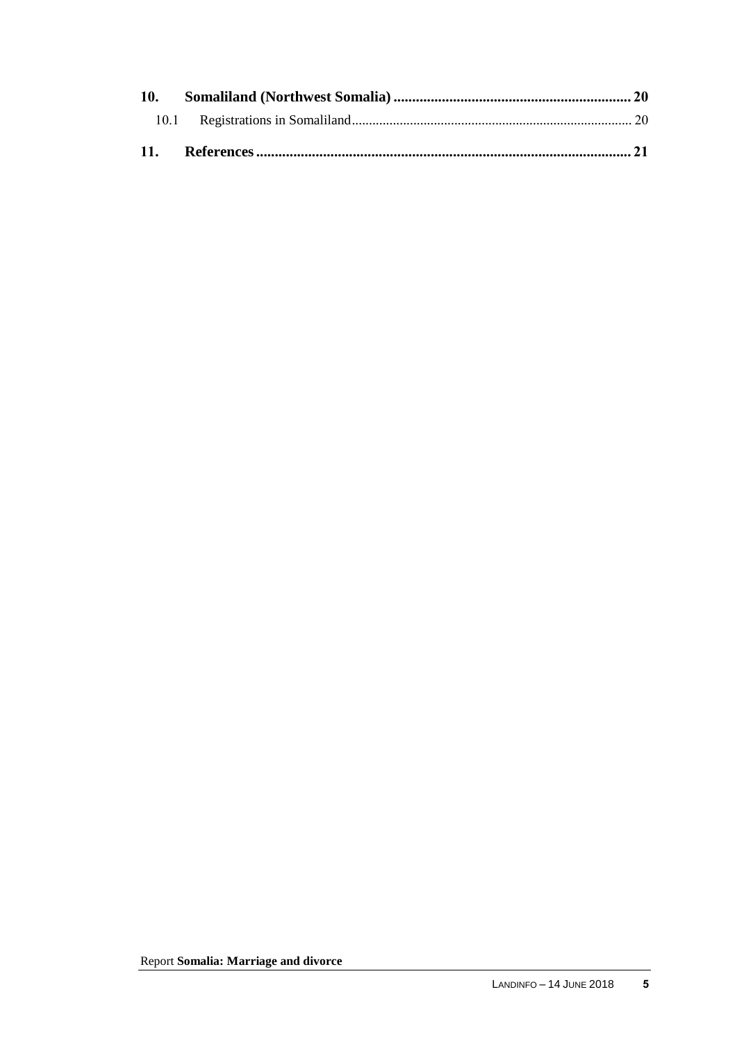**10. Somaliland (Northwest Somalia) .................................................................. 20**

10.1 Registrations in Somaliland.................................................................................. 20

**11. References ....................................................................................................... 21**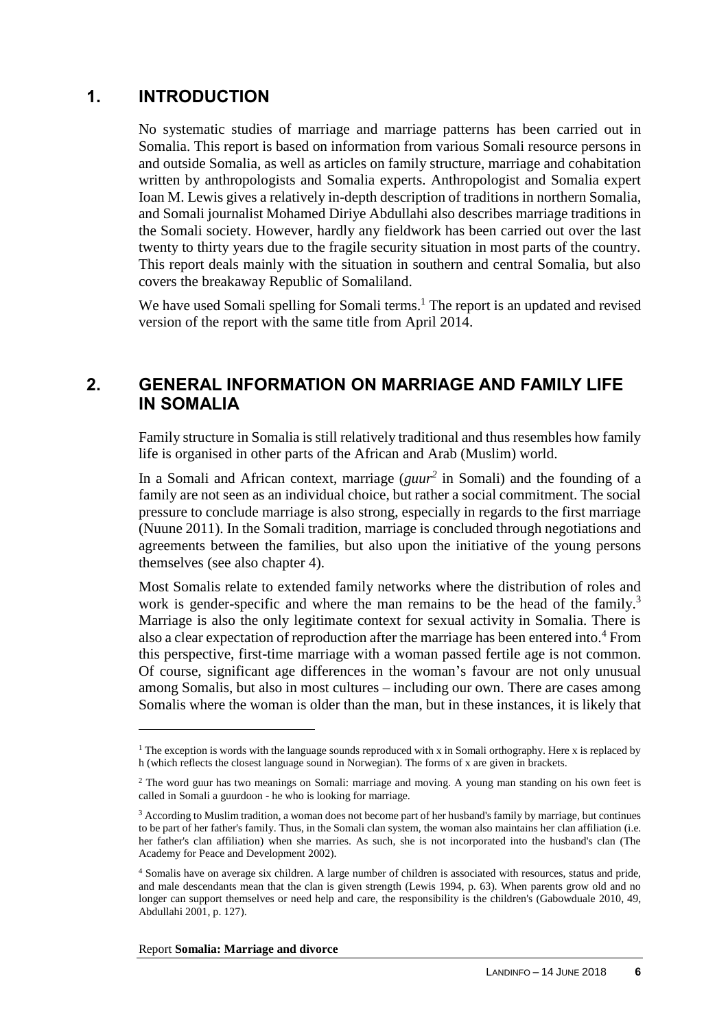# 1. INTRODUCTION

No systematic studies of marriage and marriage patterns has been carried out in Somalia. This report is based on information from various Somali resource persons in and outside Somalia, as well as articles on family structure, marriage and cohabitation written by anthropologists and Somalia experts. Anthropologist and Somalia expert Ioan M. Lewis gives a relatively in-depth description of traditions in northern Somalia, and Somali journalist Mohamed Diriye Abdullahi also describes marriage traditions in the Somali society. However, hardly any fieldwork has been carried out over the last twenty to thirty years due to the fragile security situation in most parts of the country. This report deals mainly with the situation in southern and central Somalia, but also covers the breakaway Republic of Somaliland.

We have used Somali spelling for Somali terms.[1] The report is an updated and revised version of the report with the same title from April 2014.

# 2. GENERAL INFORMATION ON MARRIAGE AND FAMILY LIFE IN SOMALIA

Family structure in Somalia is still relatively traditional and thus resembles how family life is organised in other parts of the African and Arab (Muslim) world.

In a Somali and African context, marriage (*guur*[2] in Somali) and the founding of a family are not seen as an individual choice, but rather a social commitment. The social pressure to conclude marriage is also strong, especially in regards to the first marriage (Nuune 2011). In the Somali tradition, marriage is concluded through negotiations and agreements between the families, but also upon the initiative of the young persons themselves (see also chapter 4).

Most Somalis relate to extended family networks where the distribution of roles and work is gender-specific and where the man remains to be the head of the family.[3] Marriage is also the only legitimate context for sexual activity in Somalia. There is also a clear expectation of reproduction after the marriage has been entered into.[4] From this perspective, first-time marriage with a woman passed fertile age is not common. Of course, significant age differences in the woman's favour are not only unusual among Somalis, but also in most cultures – including our own. There are cases among Somalis where the woman is older than the man, but in these instances, it is likely that

---

[1] The exception is words with the language sounds reproduced with x in Somali orthography. Here x is replaced by h (which reflects the closest language sound in Norwegian). The forms of x are given in brackets.

[2] The word guur has two meanings on Somali: marriage and moving. A young man standing on his own feet is called in Somali a guurdoon - he who is looking for marriage.

[3] According to Muslim tradition, a woman does not become part of her husband's family by marriage, but continues to be part of her father's family. Thus, in the Somali clan system, the woman also maintains her clan affiliation (i.e. her father's clan affiliation) when she marries. As such, she is not incorporated into the husband's clan (The Academy for Peace and Development 2002).

[4] Somalis have on average six children. A large number of children is associated with resources, status and pride, and male descendants mean that the clan is given strength (Lewis 1994, p. 63). When parents grow old and no longer can support themselves or need help and care, the responsibility is the children's (Gabowduale 2010, 49, Abdullahi 2001, p. 127).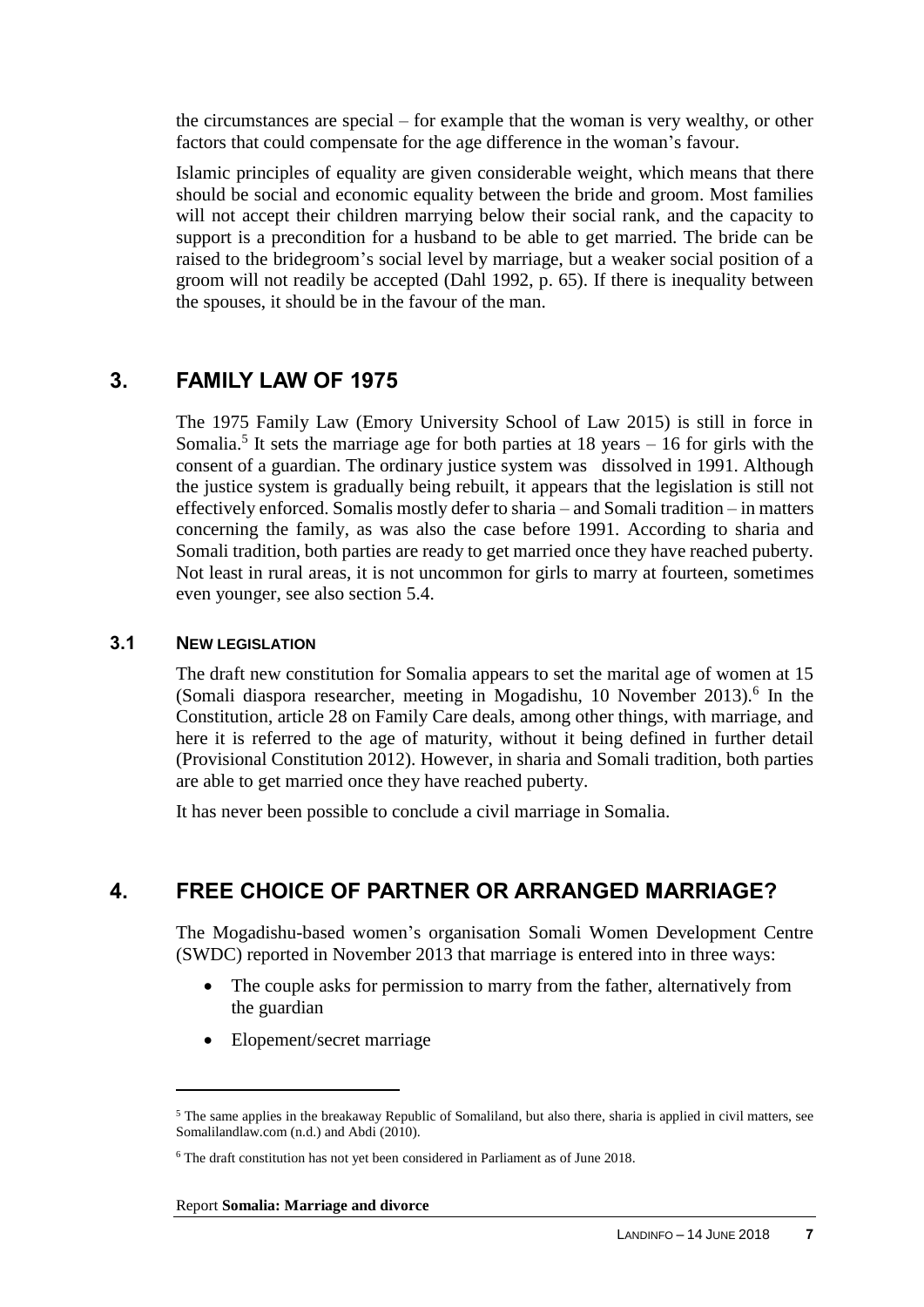the circumstances are special – for example that the woman is very wealthy, or other factors that could compensate for the age difference in the woman's favour.

Islamic principles of equality are given considerable weight, which means that there should be social and economic equality between the bride and groom. Most families will not accept their children marrying below their social rank, and the capacity to support is a precondition for a husband to be able to get married. The bride can be raised to the bridegroom's social level by marriage, but a weaker social position of a groom will not readily be accepted (Dahl 1992, p. 65). If there is inequality between the spouses, it should be in the favour of the man.

# 3. FAMILY LAW OF 1975

The 1975 Family Law (Emory University School of Law 2015) is still in force in Somalia.[5] It sets the marriage age for both parties at 18 years – 16 for girls with the consent of a guardian. The ordinary justice system was dissolved in 1991. Although the justice system is gradually being rebuilt, it appears that the legislation is still not effectively enforced. Somalis mostly defer to sharia – and Somali tradition – in matters concerning the family, as was also the case before 1991. According to sharia and Somali tradition, both parties are ready to get married once they have reached puberty. Not least in rural areas, it is not uncommon for girls to marry at fourteen, sometimes even younger, see also section 5.4.

## 3.1 NEW LEGISLATION

The draft new constitution for Somalia appears to set the marital age of women at 15 (Somali diaspora researcher, meeting in Mogadishu, 10 November 2013).[6] In the Constitution, article 28 on Family Care deals, among other things, with marriage, and here it is referred to the age of maturity, without it being defined in further detail (Provisional Constitution 2012). However, in sharia and Somali tradition, both parties are able to get married once they have reached puberty.

It has never been possible to conclude a civil marriage in Somalia.

# 4. FREE CHOICE OF PARTNER OR ARRANGED MARRIAGE?

The Mogadishu-based women's organisation Somali Women Development Centre (SWDC) reported in November 2013 that marriage is entered into in three ways:

- The couple asks for permission to marry from the father, alternatively from the guardian
- Elopement/secret marriage

---

[5] The same applies in the breakaway Republic of Somaliland, but also there, sharia is applied in civil matters, see Somalilandlaw.com (n.d.) and Abdi (2010).

[6] The draft constitution has not yet been considered in Parliament as of June 2018.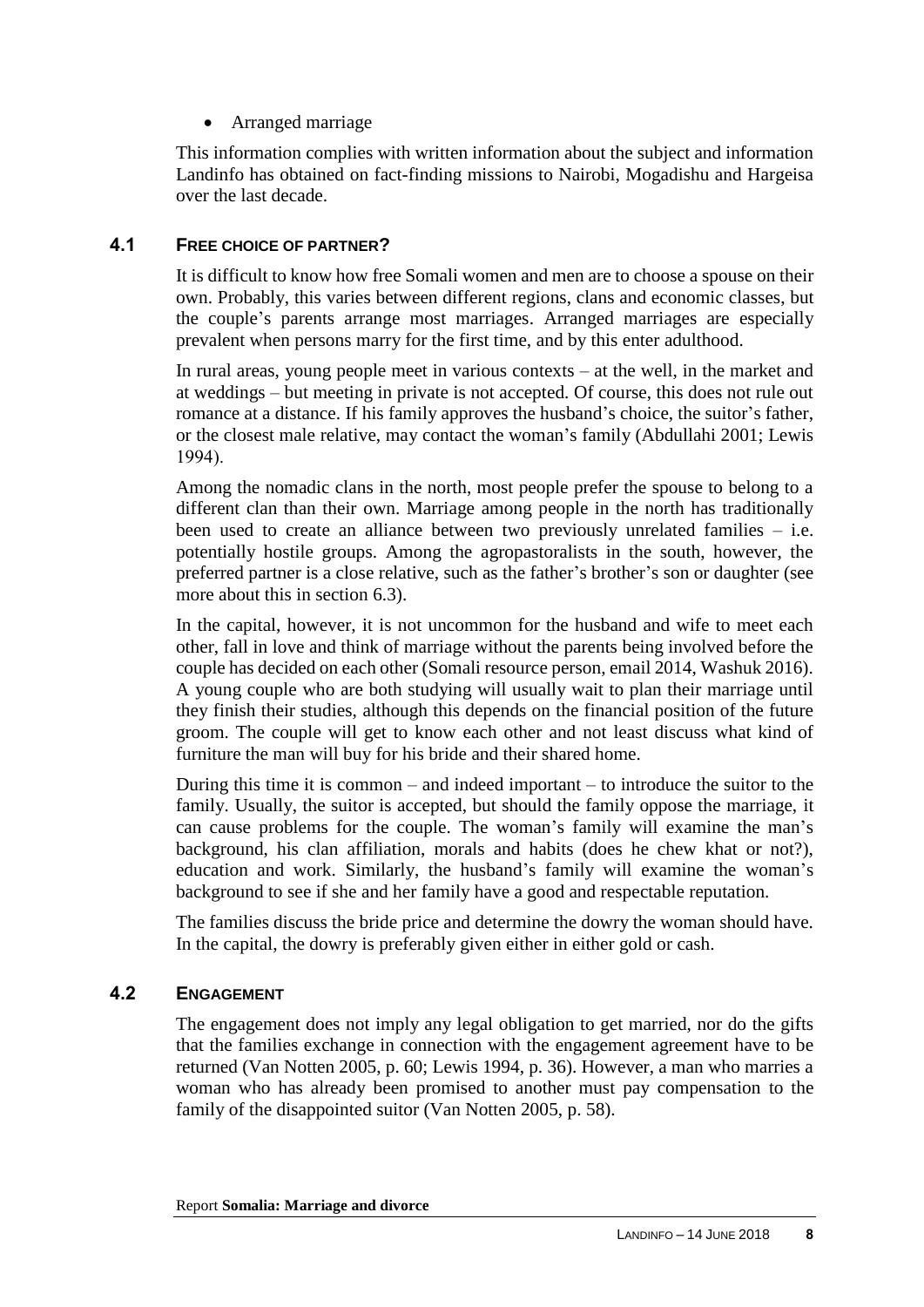- Arranged marriage

This information complies with written information about the subject and information Landinfo has obtained on fact-finding missions to Nairobi, Mogadishu and Hargeisa over the last decade.

## 4.1 Free choice of partner?

It is difficult to know how free Somali women and men are to choose a spouse on their own. Probably, this varies between different regions, clans and economic classes, but the couple's parents arrange most marriages. Arranged marriages are especially prevalent when persons marry for the first time, and by this enter adulthood.

In rural areas, young people meet in various contexts – at the well, in the market and at weddings – but meeting in private is not accepted. Of course, this does not rule out romance at a distance. If his family approves the husband's choice, the suitor's father, or the closest male relative, may contact the woman's family (Abdullahi 2001; Lewis 1994).

Among the nomadic clans in the north, most people prefer the spouse to belong to a different clan than their own. Marriage among people in the north has traditionally been used to create an alliance between two previously unrelated families – i.e. potentially hostile groups. Among the agropastoralists in the south, however, the preferred partner is a close relative, such as the father's brother's son or daughter (see more about this in section 6.3).

In the capital, however, it is not uncommon for the husband and wife to meet each other, fall in love and think of marriage without the parents being involved before the couple has decided on each other (Somali resource person, email 2014, Washuk 2016). A young couple who are both studying will usually wait to plan their marriage until they finish their studies, although this depends on the financial position of the future groom. The couple will get to know each other and not least discuss what kind of furniture the man will buy for his bride and their shared home.

During this time it is common – and indeed important – to introduce the suitor to the family. Usually, the suitor is accepted, but should the family oppose the marriage, it can cause problems for the couple. The woman's family will examine the man's background, his clan affiliation, morals and habits (does he chew khat or not?), education and work. Similarly, the husband's family will examine the woman's background to see if she and her family have a good and respectable reputation.

The families discuss the bride price and determine the dowry the woman should have. In the capital, the dowry is preferably given either in either gold or cash.

## 4.2 Engagement

The engagement does not imply any legal obligation to get married, nor do the gifts that the families exchange in connection with the engagement agreement have to be returned (Van Notten 2005, p. 60; Lewis 1994, p. 36). However, a man who marries a woman who has already been promised to another must pay compensation to the family of the disappointed suitor (Van Notten 2005, p. 58).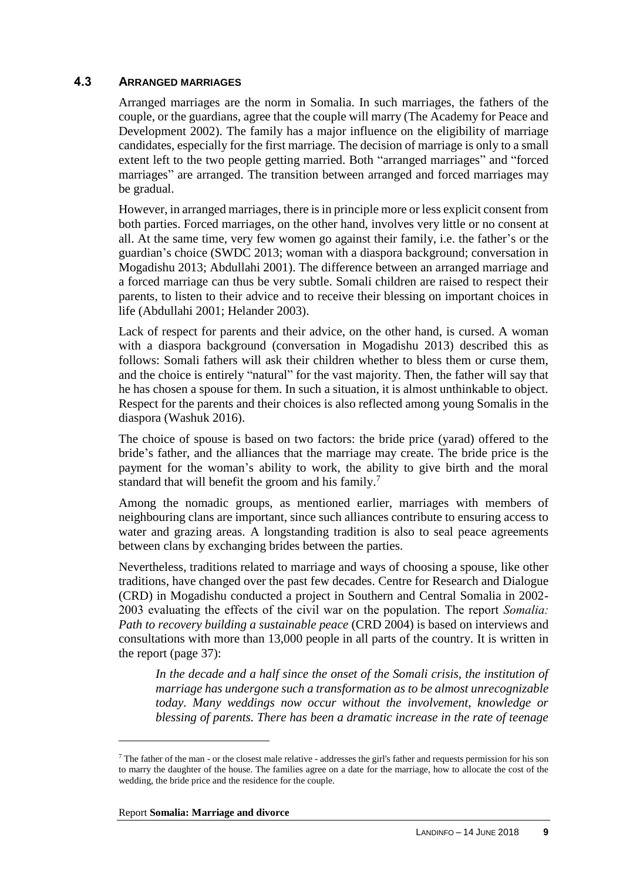### 4.3 ARRANGED MARRIAGES

Arranged marriages are the norm in Somalia. In such marriages, the fathers of the couple, or the guardians, agree that the couple will marry (The Academy for Peace and Development 2002). The family has a major influence on the eligibility of marriage candidates, especially for the first marriage. The decision of marriage is only to a small extent left to the two people getting married. Both "arranged marriages" and "forced marriages" are arranged. The transition between arranged and forced marriages may be gradual.

However, in arranged marriages, there is in principle more or less explicit consent from both parties. Forced marriages, on the other hand, involves very little or no consent at all. At the same time, very few women go against their family, i.e. the father's or the guardian's choice (SWDC 2013; woman with a diaspora background; conversation in Mogadishu 2013; Abdullahi 2001). The difference between an arranged marriage and a forced marriage can thus be very subtle. Somali children are raised to respect their parents, to listen to their advice and to receive their blessing on important choices in life (Abdullahi 2001; Helander 2003).

Lack of respect for parents and their advice, on the other hand, is cursed. A woman with a diaspora background (conversation in Mogadishu 2013) described this as follows: Somali fathers will ask their children whether to bless them or curse them, and the choice is entirely "natural" for the vast majority. Then, the father will say that he has chosen a spouse for them. In such a situation, it is almost unthinkable to object. Respect for the parents and their choices is also reflected among young Somalis in the diaspora (Washuk 2016).

The choice of spouse is based on two factors: the bride price (yarad) offered to the bride's father, and the alliances that the marriage may create. The bride price is the payment for the woman's ability to work, the ability to give birth and the moral standard that will benefit the groom and his family.[7]

Among the nomadic groups, as mentioned earlier, marriages with members of neighbouring clans are important, since such alliances contribute to ensuring access to water and grazing areas. A longstanding tradition is also to seal peace agreements between clans by exchanging brides between the parties.

Nevertheless, traditions related to marriage and ways of choosing a spouse, like other traditions, have changed over the past few decades. Centre for Research and Dialogue (CRD) in Mogadishu conducted a project in Southern and Central Somalia in 2002-2003 evaluating the effects of the civil war on the population. The report *Somalia: Path to recovery building a sustainable peace* (CRD 2004) is based on interviews and consultations with more than 13,000 people in all parts of the country. It is written in the report (page 37):

> *In the decade and a half since the onset of the Somali crisis, the institution of marriage has undergone such a transformation as to be almost unrecognizable today. Many weddings now occur without the involvement, knowledge or blessing of parents. There has been a dramatic increase in the rate of teenage*

---

[7] The father of the man - or the closest male relative - addresses the girl's father and requests permission for his son to marry the daughter of the house. The families agree on a date for the marriage, how to allocate the cost of the wedding, the bride price and the residence for the couple.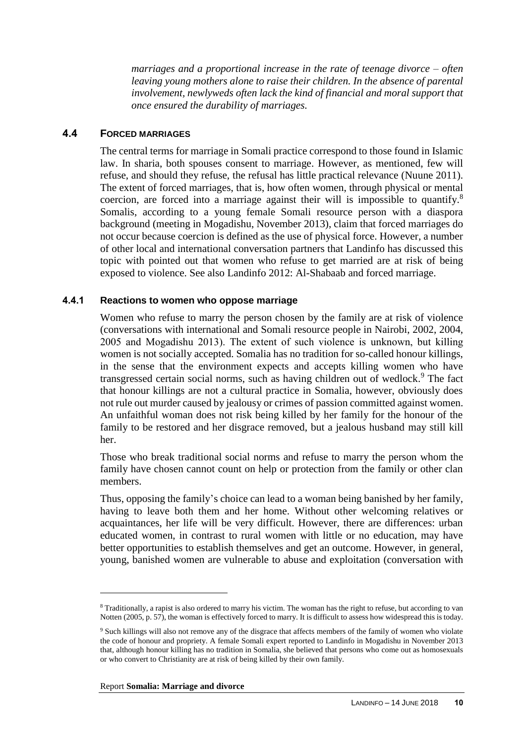*marriages and a proportional increase in the rate of teenage divorce – often leaving young mothers alone to raise their children. In the absence of parental involvement, newlyweds often lack the kind of financial and moral support that once ensured the durability of marriages.*

### 4.4 FORCED MARRIAGES

The central terms for marriage in Somali practice correspond to those found in Islamic law. In sharia, both spouses consent to marriage. However, as mentioned, few will refuse, and should they refuse, the refusal has little practical relevance (Nuune 2011). The extent of forced marriages, that is, how often women, through physical or mental coercion, are forced into a marriage against their will is impossible to quantify.[8] Somalis, according to a young female Somali resource person with a diaspora background (meeting in Mogadishu, November 2013), claim that forced marriages do not occur because coercion is defined as the use of physical force. However, a number of other local and international conversation partners that Landinfo has discussed this topic with pointed out that women who refuse to get married are at risk of being exposed to violence. See also Landinfo 2012: Al-Shabaab and forced marriage.

#### 4.4.1 Reactions to women who oppose marriage

Women who refuse to marry the person chosen by the family are at risk of violence (conversations with international and Somali resource people in Nairobi, 2002, 2004, 2005 and Mogadishu 2013). The extent of such violence is unknown, but killing women is not socially accepted. Somalia has no tradition for so-called honour killings, in the sense that the environment expects and accepts killing women who have transgressed certain social norms, such as having children out of wedlock.[9] The fact that honour killings are not a cultural practice in Somalia, however, obviously does not rule out murder caused by jealousy or crimes of passion committed against women. An unfaithful woman does not risk being killed by her family for the honour of the family to be restored and her disgrace removed, but a jealous husband may still kill her.

Those who break traditional social norms and refuse to marry the person whom the family have chosen cannot count on help or protection from the family or other clan members.

Thus, opposing the family's choice can lead to a woman being banished by her family, having to leave both them and her home. Without other welcoming relatives or acquaintances, her life will be very difficult. However, there are differences: urban educated women, in contrast to rural women with little or no education, may have better opportunities to establish themselves and get an outcome. However, in general, young, banished women are vulnerable to abuse and exploitation (conversation with

---

[8] Traditionally, a rapist is also ordered to marry his victim. The woman has the right to refuse, but according to van Notten (2005, p. 57), the woman is effectively forced to marry. It is difficult to assess how widespread this is today.

[9] Such killings will also not remove any of the disgrace that affects members of the family of women who violate the code of honour and propriety. A female Somali expert reported to Landinfo in Mogadishu in November 2013 that, although honour killing has no tradition in Somalia, she believed that persons who come out as homosexuals or who convert to Christianity are at risk of being killed by their own family.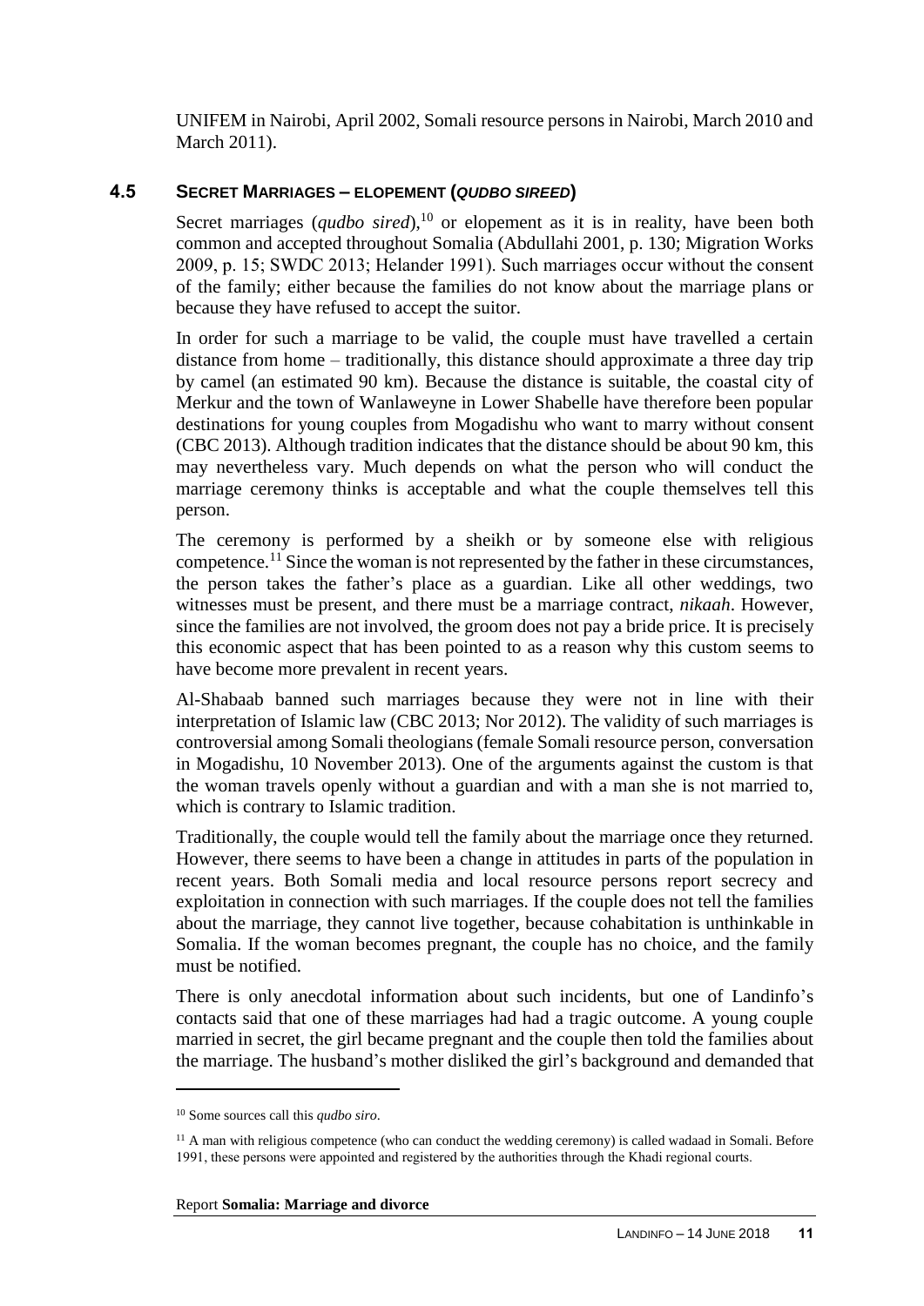UNIFEM in Nairobi, April 2002, Somali resource persons in Nairobi, March 2010 and March 2011).

## 4.5 Secret Marriages – elopement (*qudbo sireed*)

Secret marriages (*qudbo sired*),[10] or elopement as it is in reality, have been both common and accepted throughout Somalia (Abdullahi 2001, p. 130; Migration Works 2009, p. 15; SWDC 2013; Helander 1991). Such marriages occur without the consent of the family; either because the families do not know about the marriage plans or because they have refused to accept the suitor.

In order for such a marriage to be valid, the couple must have travelled a certain distance from home – traditionally, this distance should approximate a three day trip by camel (an estimated 90 km). Because the distance is suitable, the coastal city of Merkur and the town of Wanlaweyne in Lower Shabelle have therefore been popular destinations for young couples from Mogadishu who want to marry without consent (CBC 2013). Although tradition indicates that the distance should be about 90 km, this may nevertheless vary. Much depends on what the person who will conduct the marriage ceremony thinks is acceptable and what the couple themselves tell this person.

The ceremony is performed by a sheikh or by someone else with religious competence.[11] Since the woman is not represented by the father in these circumstances, the person takes the father's place as a guardian. Like all other weddings, two witnesses must be present, and there must be a marriage contract, *nikaah*. However, since the families are not involved, the groom does not pay a bride price. It is precisely this economic aspect that has been pointed to as a reason why this custom seems to have become more prevalent in recent years.

Al-Shabaab banned such marriages because they were not in line with their interpretation of Islamic law (CBC 2013; Nor 2012). The validity of such marriages is controversial among Somali theologians (female Somali resource person, conversation in Mogadishu, 10 November 2013). One of the arguments against the custom is that the woman travels openly without a guardian and with a man she is not married to, which is contrary to Islamic tradition.

Traditionally, the couple would tell the family about the marriage once they returned. However, there seems to have been a change in attitudes in parts of the population in recent years. Both Somali media and local resource persons report secrecy and exploitation in connection with such marriages. If the couple does not tell the families about the marriage, they cannot live together, because cohabitation is unthinkable in Somalia. If the woman becomes pregnant, the couple has no choice, and the family must be notified.

There is only anecdotal information about such incidents, but one of Landinfo's contacts said that one of these marriages had had a tragic outcome. A young couple married in secret, the girl became pregnant and the couple then told the families about the marriage. The husband's mother disliked the girl's background and demanded that

---

[10] Some sources call this *qudbo siro*.

[11] A man with religious competence (who can conduct the wedding ceremony) is called wadaad in Somali. Before 1991, these persons were appointed and registered by the authorities through the Khadi regional courts.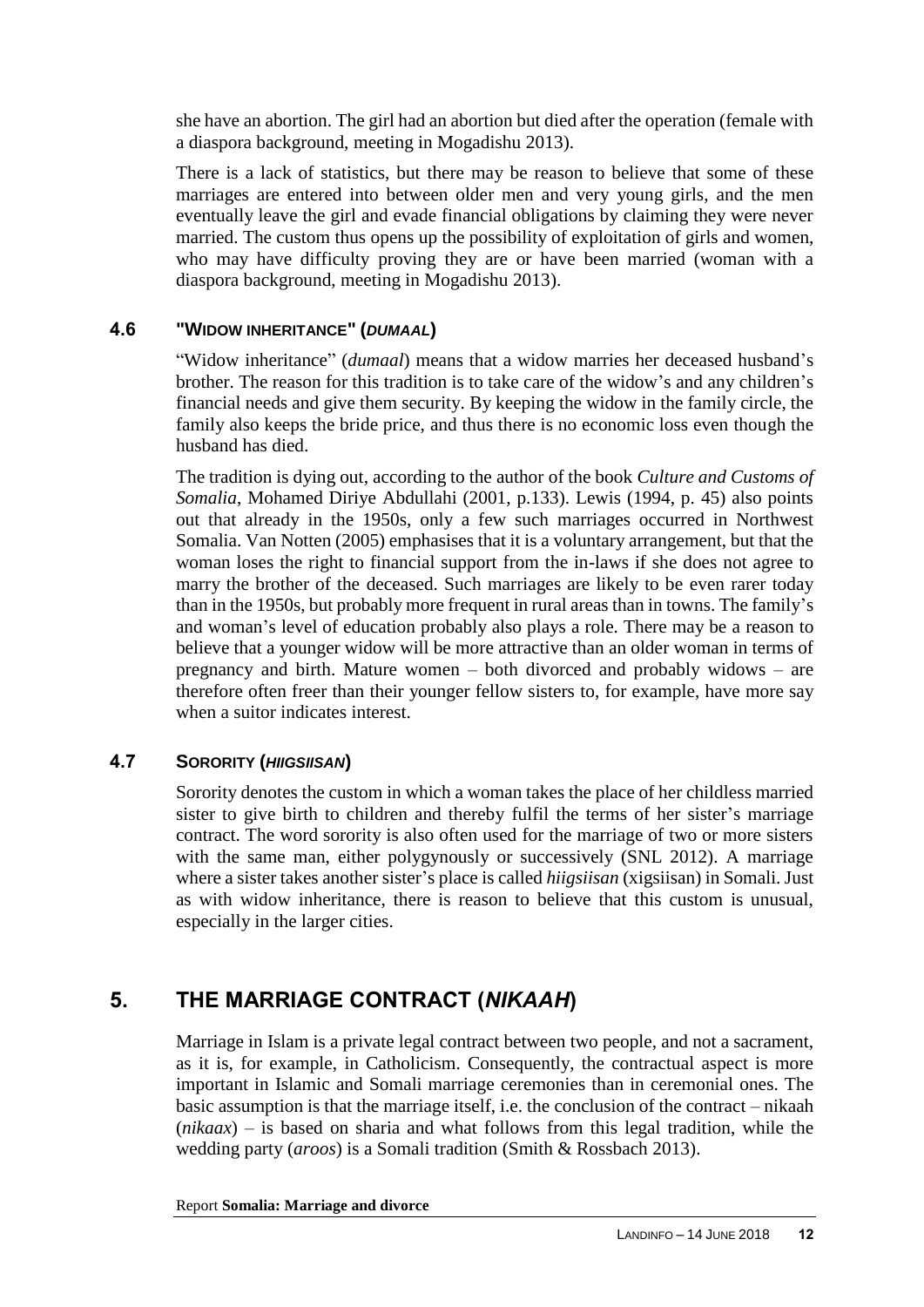she have an abortion. The girl had an abortion but died after the operation (female with a diaspora background, meeting in Mogadishu 2013).

There is a lack of statistics, but there may be reason to believe that some of these marriages are entered into between older men and very young girls, and the men eventually leave the girl and evade financial obligations by claiming they were never married. The custom thus opens up the possibility of exploitation of girls and women, who may have difficulty proving they are or have been married (woman with a diaspora background, meeting in Mogadishu 2013).

### 4.6 "WIDOW INHERITANCE" (*DUMAAL*)

"Widow inheritance" (*dumaal*) means that a widow marries her deceased husband's brother. The reason for this tradition is to take care of the widow's and any children's financial needs and give them security. By keeping the widow in the family circle, the family also keeps the bride price, and thus there is no economic loss even though the husband has died.

The tradition is dying out, according to the author of the book *Culture and Customs of Somalia*, Mohamed Diriye Abdullahi (2001, p.133). Lewis (1994, p. 45) also points out that already in the 1950s, only a few such marriages occurred in Northwest Somalia. Van Notten (2005) emphasises that it is a voluntary arrangement, but that the woman loses the right to financial support from the in-laws if she does not agree to marry the brother of the deceased. Such marriages are likely to be even rarer today than in the 1950s, but probably more frequent in rural areas than in towns. The family's and woman's level of education probably also plays a role. There may be a reason to believe that a younger widow will be more attractive than an older woman in terms of pregnancy and birth. Mature women – both divorced and probably widows – are therefore often freer than their younger fellow sisters to, for example, have more say when a suitor indicates interest.

### 4.7 SORORITY (*HIIGSIISAN*)

Sorority denotes the custom in which a woman takes the place of her childless married sister to give birth to children and thereby fulfil the terms of her sister's marriage contract. The word sorority is also often used for the marriage of two or more sisters with the same man, either polygynously or successively (SNL 2012). A marriage where a sister takes another sister's place is called *hiigsiisan* (xigsiisan) in Somali. Just as with widow inheritance, there is reason to believe that this custom is unusual, especially in the larger cities.

## 5. THE MARRIAGE CONTRACT (*NIKAAH*)

Marriage in Islam is a private legal contract between two people, and not a sacrament, as it is, for example, in Catholicism. Consequently, the contractual aspect is more important in Islamic and Somali marriage ceremonies than in ceremonial ones. The basic assumption is that the marriage itself, i.e. the conclusion of the contract – nikaah (*nikaax*) – is based on sharia and what follows from this legal tradition, while the wedding party (*aroos*) is a Somali tradition (Smith & Rossbach 2013).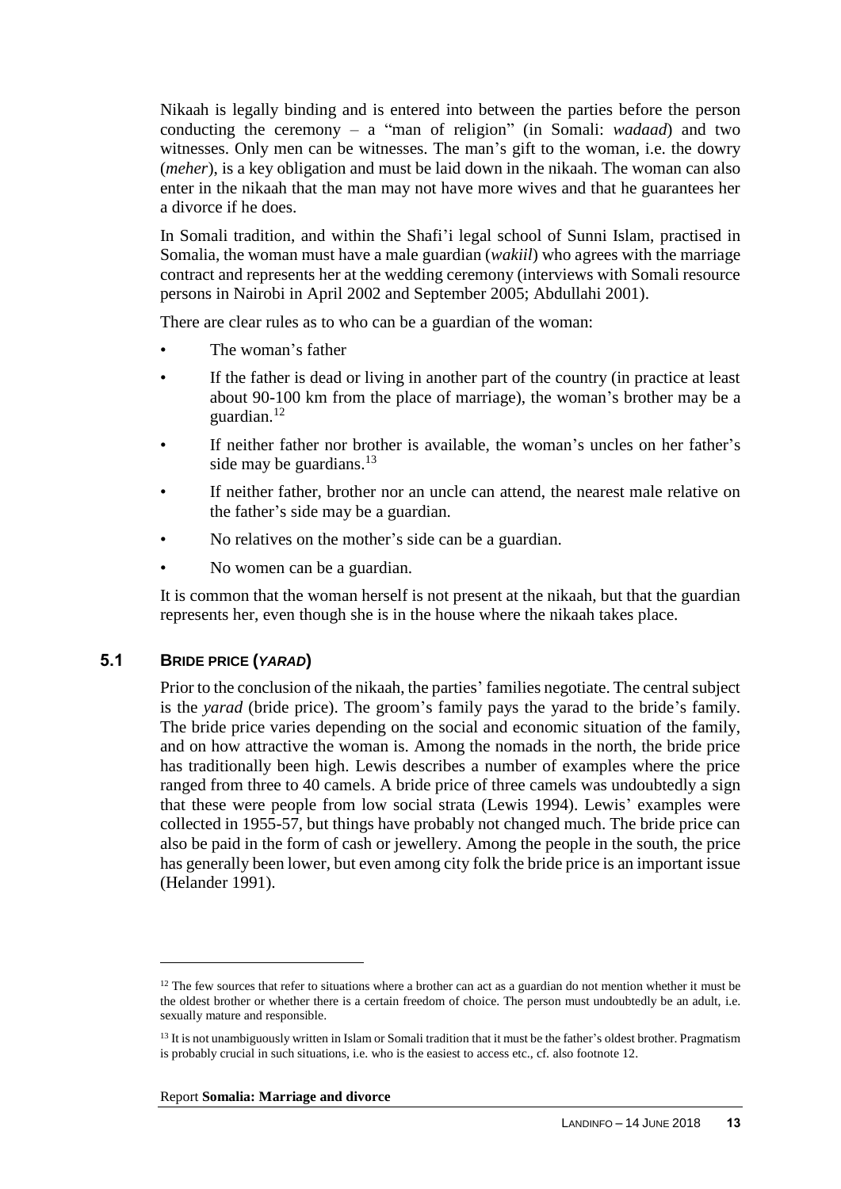Nikaah is legally binding and is entered into between the parties before the person conducting the ceremony – a "man of religion" (in Somali: *wadaad*) and two witnesses. Only men can be witnesses. The man's gift to the woman, i.e. the dowry (*meher*), is a key obligation and must be laid down in the nikaah. The woman can also enter in the nikaah that the man may not have more wives and that he guarantees her a divorce if he does.

In Somali tradition, and within the Shafi'i legal school of Sunni Islam, practised in Somalia, the woman must have a male guardian (*wakiil*) who agrees with the marriage contract and represents her at the wedding ceremony (interviews with Somali resource persons in Nairobi in April 2002 and September 2005; Abdullahi 2001).

There are clear rules as to who can be a guardian of the woman:

- The woman's father
- If the father is dead or living in another part of the country (in practice at least about 90-100 km from the place of marriage), the woman's brother may be a guardian.[12]
- If neither father nor brother is available, the woman's uncles on her father's side may be guardians.[13]
- If neither father, brother nor an uncle can attend, the nearest male relative on the father's side may be a guardian.
- No relatives on the mother's side can be a guardian.
- No women can be a guardian.

It is common that the woman herself is not present at the nikaah, but that the guardian represents her, even though she is in the house where the nikaah takes place.

## 5.1 BRIDE PRICE (*YARAD*)

Prior to the conclusion of the nikaah, the parties' families negotiate. The central subject is the *yarad* (bride price). The groom's family pays the yarad to the bride's family. The bride price varies depending on the social and economic situation of the family, and on how attractive the woman is. Among the nomads in the north, the bride price has traditionally been high. Lewis describes a number of examples where the price ranged from three to 40 camels. A bride price of three camels was undoubtedly a sign that these were people from low social strata (Lewis 1994). Lewis' examples were collected in 1955-57, but things have probably not changed much. The bride price can also be paid in the form of cash or jewellery. Among the people in the south, the price has generally been lower, but even among city folk the bride price is an important issue (Helander 1991).

---

[12] The few sources that refer to situations where a brother can act as a guardian do not mention whether it must be the oldest brother or whether there is a certain freedom of choice. The person must undoubtedly be an adult, i.e. sexually mature and responsible.

[13] It is not unambiguously written in Islam or Somali tradition that it must be the father's oldest brother. Pragmatism is probably crucial in such situations, i.e. who is the easiest to access etc., cf. also footnote 12.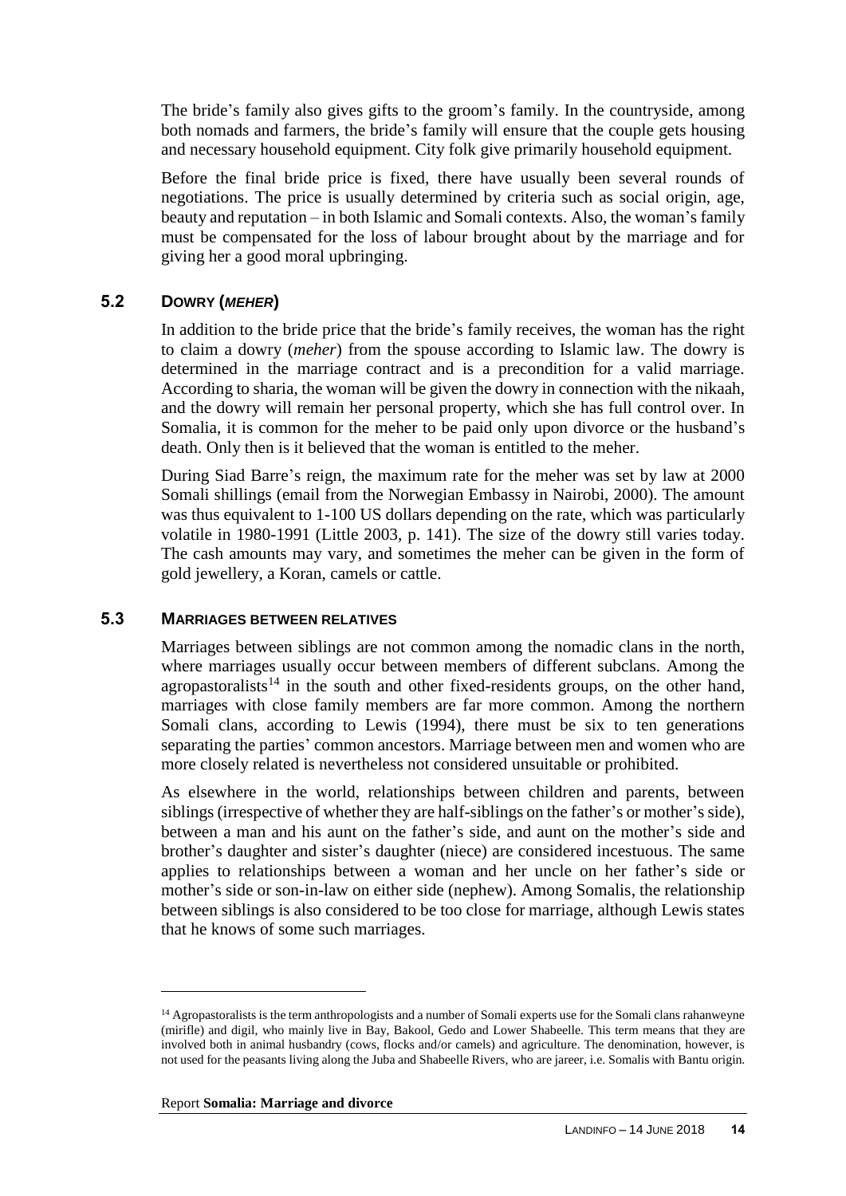The bride's family also gives gifts to the groom's family. In the countryside, among both nomads and farmers, the bride's family will ensure that the couple gets housing and necessary household equipment. City folk give primarily household equipment.

Before the final bride price is fixed, there have usually been several rounds of negotiations. The price is usually determined by criteria such as social origin, age, beauty and reputation – in both Islamic and Somali contexts. Also, the woman's family must be compensated for the loss of labour brought about by the marriage and for giving her a good moral upbringing.

## 5.2 Dowry (*meher*)

In addition to the bride price that the bride's family receives, the woman has the right to claim a dowry (*meher*) from the spouse according to Islamic law. The dowry is determined in the marriage contract and is a precondition for a valid marriage. According to sharia, the woman will be given the dowry in connection with the nikaah, and the dowry will remain her personal property, which she has full control over. In Somalia, it is common for the meher to be paid only upon divorce or the husband's death. Only then is it believed that the woman is entitled to the meher.

During Siad Barre's reign, the maximum rate for the meher was set by law at 2000 Somali shillings (email from the Norwegian Embassy in Nairobi, 2000). The amount was thus equivalent to 1-100 US dollars depending on the rate, which was particularly volatile in 1980-1991 (Little 2003, p. 141). The size of the dowry still varies today. The cash amounts may vary, and sometimes the meher can be given in the form of gold jewellery, a Koran, camels or cattle.

## 5.3 Marriages between relatives

Marriages between siblings are not common among the nomadic clans in the north, where marriages usually occur between members of different subclans. Among the agropastoralists[14] in the south and other fixed-residents groups, on the other hand, marriages with close family members are far more common. Among the northern Somali clans, according to Lewis (1994), there must be six to ten generations separating the parties' common ancestors. Marriage between men and women who are more closely related is nevertheless not considered unsuitable or prohibited.

As elsewhere in the world, relationships between children and parents, between siblings (irrespective of whether they are half-siblings on the father's or mother's side), between a man and his aunt on the father's side, and aunt on the mother's side and brother's daughter and sister's daughter (niece) are considered incestuous. The same applies to relationships between a woman and her uncle on her father's side or mother's side or son-in-law on either side (nephew). Among Somalis, the relationship between siblings is also considered to be too close for marriage, although Lewis states that he knows of some such marriages.

---

[14] Agropastoralists is the term anthropologists and a number of Somali experts use for the Somali clans rahanweyne (mirifle) and digil, who mainly live in Bay, Bakool, Gedo and Lower Shabeelle. This term means that they are involved both in animal husbandry (cows, flocks and/or camels) and agriculture. The denomination, however, is not used for the peasants living along the Juba and Shabeelle Rivers, who are jareer, i.e. Somalis with Bantu origin.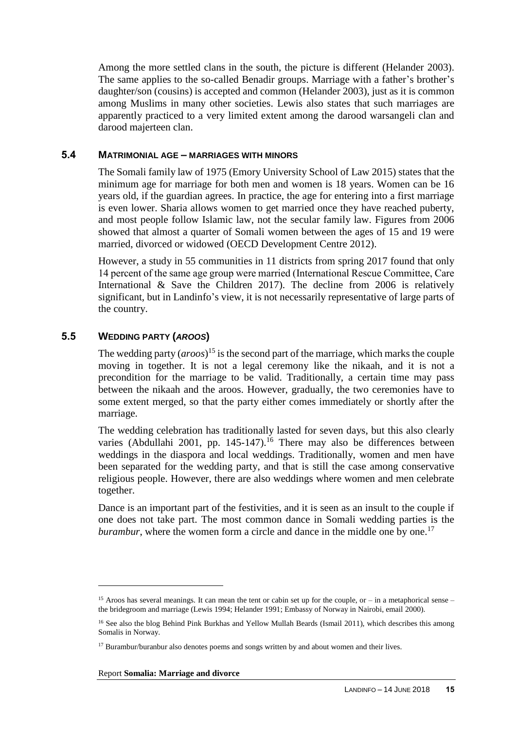Among the more settled clans in the south, the picture is different (Helander 2003). The same applies to the so-called Benadir groups. Marriage with a father's brother's daughter/son (cousins) is accepted and common (Helander 2003), just as it is common among Muslims in many other societies. Lewis also states that such marriages are apparently practiced to a very limited extent among the darood warsangeli clan and darood majerteen clan.

### 5.4 MATRIMONIAL AGE – MARRIAGES WITH MINORS

The Somali family law of 1975 (Emory University School of Law 2015) states that the minimum age for marriage for both men and women is 18 years. Women can be 16 years old, if the guardian agrees. In practice, the age for entering into a first marriage is even lower. Sharia allows women to get married once they have reached puberty, and most people follow Islamic law, not the secular family law. Figures from 2006 showed that almost a quarter of Somali women between the ages of 15 and 19 were married, divorced or widowed (OECD Development Centre 2012).

However, a study in 55 communities in 11 districts from spring 2017 found that only 14 percent of the same age group were married (International Rescue Committee, Care International & Save the Children 2017). The decline from 2006 is relatively significant, but in Landinfo's view, it is not necessarily representative of large parts of the country.

### 5.5 WEDDING PARTY (*AROOS*)

The wedding party (*aroos*)[15] is the second part of the marriage, which marks the couple moving in together. It is not a legal ceremony like the nikaah, and it is not a precondition for the marriage to be valid. Traditionally, a certain time may pass between the nikaah and the aroos. However, gradually, the two ceremonies have to some extent merged, so that the party either comes immediately or shortly after the marriage.

The wedding celebration has traditionally lasted for seven days, but this also clearly varies (Abdullahi 2001, pp. 145-147).[16] There may also be differences between weddings in the diaspora and local weddings. Traditionally, women and men have been separated for the wedding party, and that is still the case among conservative religious people. However, there are also weddings where women and men celebrate together.

Dance is an important part of the festivities, and it is seen as an insult to the couple if one does not take part. The most common dance in Somali wedding parties is the *burambur*, where the women form a circle and dance in the middle one by one.[17]

---

[15] Aroos has several meanings. It can mean the tent or cabin set up for the couple, or – in a metaphorical sense – the bridegroom and marriage (Lewis 1994; Helander 1991; Embassy of Norway in Nairobi, email 2000).

[16] See also the blog Behind Pink Burkhas and Yellow Mullah Beards (Ismail 2011), which describes this among Somalis in Norway.

[17] Burambur/buranbur also denotes poems and songs written by and about women and their lives.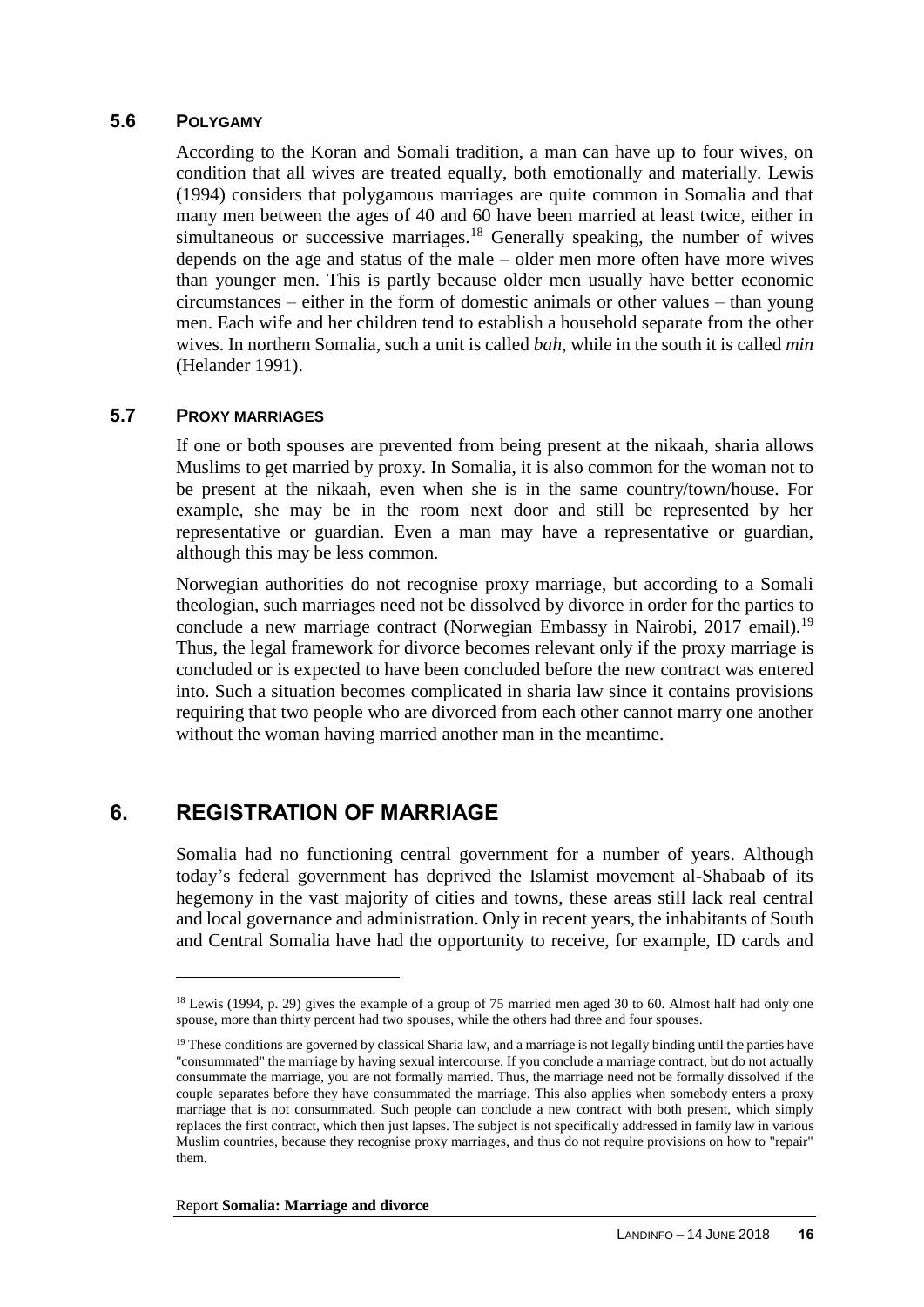### 5.6 POLYGAMY

According to the Koran and Somali tradition, a man can have up to four wives, on condition that all wives are treated equally, both emotionally and materially. Lewis (1994) considers that polygamous marriages are quite common in Somalia and that many men between the ages of 40 and 60 have been married at least twice, either in simultaneous or successive marriages.[18] Generally speaking, the number of wives depends on the age and status of the male – older men more often have more wives than younger men. This is partly because older men usually have better economic circumstances – either in the form of domestic animals or other values – than young men. Each wife and her children tend to establish a household separate from the other wives. In northern Somalia, such a unit is called *bah*, while in the south it is called *min* (Helander 1991).

### 5.7 PROXY MARRIAGES

If one or both spouses are prevented from being present at the nikaah, sharia allows Muslims to get married by proxy. In Somalia, it is also common for the woman not to be present at the nikaah, even when she is in the same country/town/house. For example, she may be in the room next door and still be represented by her representative or guardian. Even a man may have a representative or guardian, although this may be less common.

Norwegian authorities do not recognise proxy marriage, but according to a Somali theologian, such marriages need not be dissolved by divorce in order for the parties to conclude a new marriage contract (Norwegian Embassy in Nairobi, 2017 email).[19] Thus, the legal framework for divorce becomes relevant only if the proxy marriage is concluded or is expected to have been concluded before the new contract was entered into. Such a situation becomes complicated in sharia law since it contains provisions requiring that two people who are divorced from each other cannot marry one another without the woman having married another man in the meantime.

## 6. REGISTRATION OF MARRIAGE

Somalia had no functioning central government for a number of years. Although today's federal government has deprived the Islamist movement al-Shabaab of its hegemony in the vast majority of cities and towns, these areas still lack real central and local governance and administration. Only in recent years, the inhabitants of South and Central Somalia have had the opportunity to receive, for example, ID cards and

---

[18] Lewis (1994, p. 29) gives the example of a group of 75 married men aged 30 to 60. Almost half had only one spouse, more than thirty percent had two spouses, while the others had three and four spouses.

[19] These conditions are governed by classical Sharia law, and a marriage is not legally binding until the parties have "consummated" the marriage by having sexual intercourse. If you conclude a marriage contract, but do not actually consummate the marriage, you are not formally married. Thus, the marriage need not be formally dissolved if the couple separates before they have consummated the marriage. This also applies when somebody enters a proxy marriage that is not consummated. Such people can conclude a new contract with both present, which simply replaces the first contract, which then just lapses. The subject is not specifically addressed in family law in various Muslim countries, because they recognise proxy marriages, and thus do not require provisions on how to "repair" them.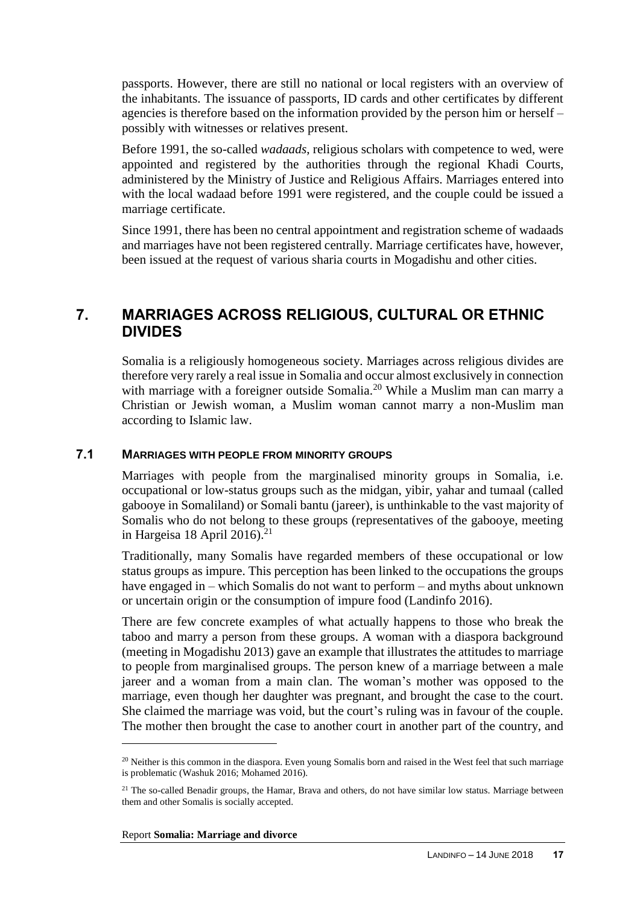passports. However, there are still no national or local registers with an overview of the inhabitants. The issuance of passports, ID cards and other certificates by different agencies is therefore based on the information provided by the person him or herself – possibly with witnesses or relatives present.

Before 1991, the so-called *wadaads*, religious scholars with competence to wed, were appointed and registered by the authorities through the regional Khadi Courts, administered by the Ministry of Justice and Religious Affairs. Marriages entered into with the local wadaad before 1991 were registered, and the couple could be issued a marriage certificate.

Since 1991, there has been no central appointment and registration scheme of wadaads and marriages have not been registered centrally. Marriage certificates have, however, been issued at the request of various sharia courts in Mogadishu and other cities.

# 7. MARRIAGES ACROSS RELIGIOUS, CULTURAL OR ETHNIC DIVIDES

Somalia is a religiously homogeneous society. Marriages across religious divides are therefore very rarely a real issue in Somalia and occur almost exclusively in connection with marriage with a foreigner outside Somalia.[20] While a Muslim man can marry a Christian or Jewish woman, a Muslim woman cannot marry a non-Muslim man according to Islamic law.

## 7.1 MARRIAGES WITH PEOPLE FROM MINORITY GROUPS

Marriages with people from the marginalised minority groups in Somalia, i.e. occupational or low-status groups such as the midgan, yibir, yahar and tumaal (called gabooye in Somaliland) or Somali bantu (jareer), is unthinkable to the vast majority of Somalis who do not belong to these groups (representatives of the gabooye, meeting in Hargeisa 18 April 2016).[21]

Traditionally, many Somalis have regarded members of these occupational or low status groups as impure. This perception has been linked to the occupations the groups have engaged in – which Somalis do not want to perform – and myths about unknown or uncertain origin or the consumption of impure food (Landinfo 2016).

There are few concrete examples of what actually happens to those who break the taboo and marry a person from these groups. A woman with a diaspora background (meeting in Mogadishu 2013) gave an example that illustrates the attitudes to marriage to people from marginalised groups. The person knew of a marriage between a male jareer and a woman from a main clan. The woman's mother was opposed to the marriage, even though her daughter was pregnant, and brought the case to the court. She claimed the marriage was void, but the court's ruling was in favour of the couple. The mother then brought the case to another court in another part of the country, and

[20] Neither is this common in the diaspora. Even young Somalis born and raised in the West feel that such marriage is problematic (Washuk 2016; Mohamed 2016).

[21] The so-called Benadir groups, the Hamar, Brava and others, do not have similar low status. Marriage between them and other Somalis is socially accepted.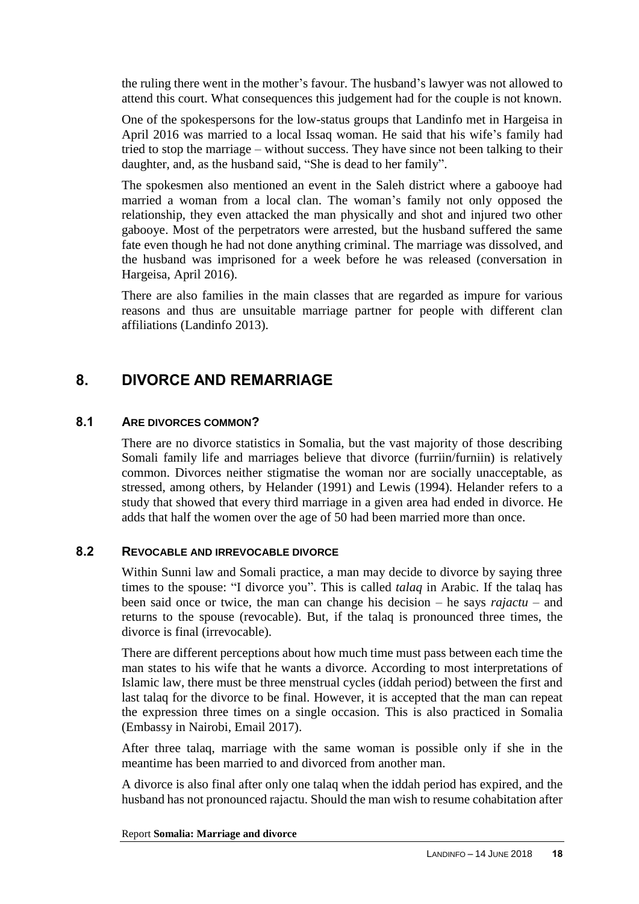the ruling there went in the mother's favour. The husband's lawyer was not allowed to attend this court. What consequences this judgement had for the couple is not known.

One of the spokespersons for the low-status groups that Landinfo met in Hargeisa in April 2016 was married to a local Issaq woman. He said that his wife's family had tried to stop the marriage – without success. They have since not been talking to their daughter, and, as the husband said, "She is dead to her family".

The spokesmen also mentioned an event in the Saleh district where a gabooye had married a woman from a local clan. The woman's family not only opposed the relationship, they even attacked the man physically and shot and injured two other gabooye. Most of the perpetrators were arrested, but the husband suffered the same fate even though he had not done anything criminal. The marriage was dissolved, and the husband was imprisoned for a week before he was released (conversation in Hargeisa, April 2016).

There are also families in the main classes that are regarded as impure for various reasons and thus are unsuitable marriage partner for people with different clan affiliations (Landinfo 2013).

# 8. DIVORCE AND REMARRIAGE

## 8.1 ARE DIVORCES COMMON?

There are no divorce statistics in Somalia, but the vast majority of those describing Somali family life and marriages believe that divorce (furriin/furniin) is relatively common. Divorces neither stigmatise the woman nor are socially unacceptable, as stressed, among others, by Helander (1991) and Lewis (1994). Helander refers to a study that showed that every third marriage in a given area had ended in divorce. He adds that half the women over the age of 50 had been married more than once.

## 8.2 REVOCABLE AND IRREVOCABLE DIVORCE

Within Sunni law and Somali practice, a man may decide to divorce by saying three times to the spouse: "I divorce you". This is called *talaq* in Arabic. If the talaq has been said once or twice, the man can change his decision – he says *rajactu* – and returns to the spouse (revocable). But, if the talaq is pronounced three times, the divorce is final (irrevocable).

There are different perceptions about how much time must pass between each time the man states to his wife that he wants a divorce. According to most interpretations of Islamic law, there must be three menstrual cycles (iddah period) between the first and last talaq for the divorce to be final. However, it is accepted that the man can repeat the expression three times on a single occasion. This is also practiced in Somalia (Embassy in Nairobi, Email 2017).

After three talaq, marriage with the same woman is possible only if she in the meantime has been married to and divorced from another man.

A divorce is also final after only one talaq when the iddah period has expired, and the husband has not pronounced rajactu. Should the man wish to resume cohabitation after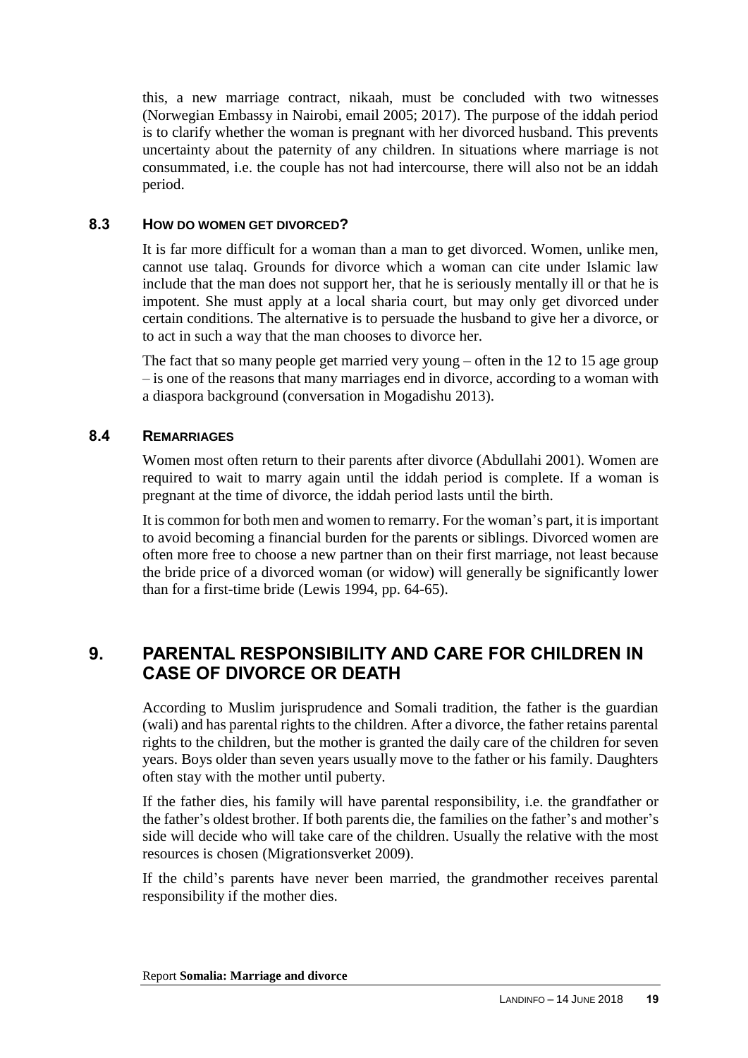this, a new marriage contract, nikaah, must be concluded with two witnesses (Norwegian Embassy in Nairobi, email 2005; 2017). The purpose of the iddah period is to clarify whether the woman is pregnant with her divorced husband. This prevents uncertainty about the paternity of any children. In situations where marriage is not consummated, i.e. the couple has not had intercourse, there will also not be an iddah period.

### 8.3 How do women get divorced?

It is far more difficult for a woman than a man to get divorced. Women, unlike men, cannot use talaq. Grounds for divorce which a woman can cite under Islamic law include that the man does not support her, that he is seriously mentally ill or that he is impotent. She must apply at a local sharia court, but may only get divorced under certain conditions. The alternative is to persuade the husband to give her a divorce, or to act in such a way that the man chooses to divorce her.

The fact that so many people get married very young – often in the 12 to 15 age group – is one of the reasons that many marriages end in divorce, according to a woman with a diaspora background (conversation in Mogadishu 2013).

### 8.4 Remarriages

Women most often return to their parents after divorce (Abdullahi 2001). Women are required to wait to marry again until the iddah period is complete. If a woman is pregnant at the time of divorce, the iddah period lasts until the birth.

It is common for both men and women to remarry. For the woman's part, it is important to avoid becoming a financial burden for the parents or siblings. Divorced women are often more free to choose a new partner than on their first marriage, not least because the bride price of a divorced woman (or widow) will generally be significantly lower than for a first-time bride (Lewis 1994, pp. 64-65).

## 9. PARENTAL RESPONSIBILITY AND CARE FOR CHILDREN IN CASE OF DIVORCE OR DEATH

According to Muslim jurisprudence and Somali tradition, the father is the guardian (wali) and has parental rights to the children. After a divorce, the father retains parental rights to the children, but the mother is granted the daily care of the children for seven years. Boys older than seven years usually move to the father or his family. Daughters often stay with the mother until puberty.

If the father dies, his family will have parental responsibility, i.e. the grandfather or the father's oldest brother. If both parents die, the families on the father's and mother's side will decide who will take care of the children. Usually the relative with the most resources is chosen (Migrationsverket 2009).

If the child's parents have never been married, the grandmother receives parental responsibility if the mother dies.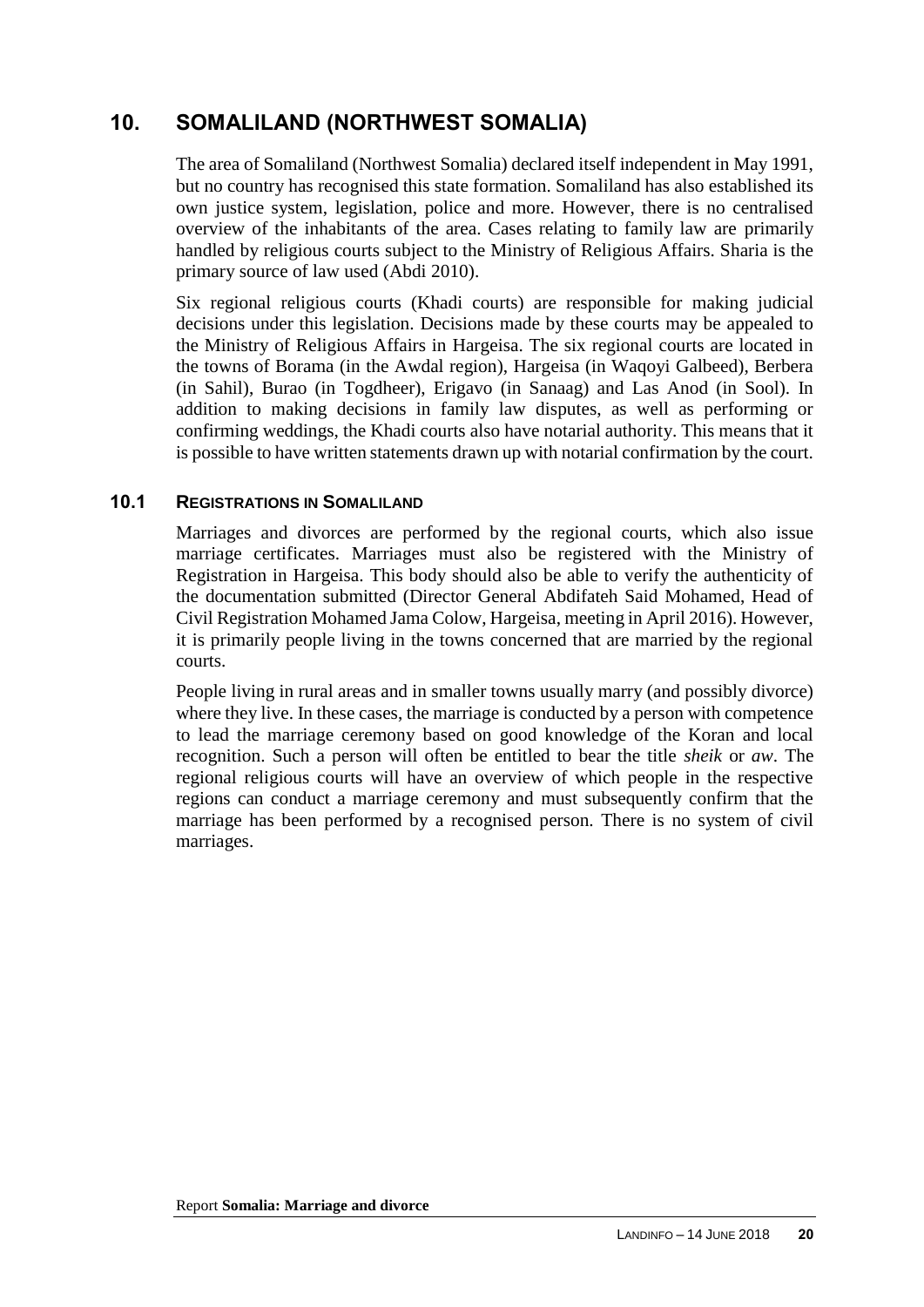# 10. SOMALILAND (NORTHWEST SOMALIA)

The area of Somaliland (Northwest Somalia) declared itself independent in May 1991, but no country has recognised this state formation. Somaliland has also established its own justice system, legislation, police and more. However, there is no centralised overview of the inhabitants of the area. Cases relating to family law are primarily handled by religious courts subject to the Ministry of Religious Affairs. Sharia is the primary source of law used (Abdi 2010).

Six regional religious courts (Khadi courts) are responsible for making judicial decisions under this legislation. Decisions made by these courts may be appealed to the Ministry of Religious Affairs in Hargeisa. The six regional courts are located in the towns of Borama (in the Awdal region), Hargeisa (in Waqoyi Galbeed), Berbera (in Sahil), Burao (in Togdheer), Erigavo (in Sanaag) and Las Anod (in Sool). In addition to making decisions in family law disputes, as well as performing or confirming weddings, the Khadi courts also have notarial authority. This means that it is possible to have written statements drawn up with notarial confirmation by the court.

## 10.1 REGISTRATIONS IN SOMALILAND

Marriages and divorces are performed by the regional courts, which also issue marriage certificates. Marriages must also be registered with the Ministry of Registration in Hargeisa. This body should also be able to verify the authenticity of the documentation submitted (Director General Abdifateh Said Mohamed, Head of Civil Registration Mohamed Jama Colow, Hargeisa, meeting in April 2016). However, it is primarily people living in the towns concerned that are married by the regional courts.

People living in rural areas and in smaller towns usually marry (and possibly divorce) where they live. In these cases, the marriage is conducted by a person with competence to lead the marriage ceremony based on good knowledge of the Koran and local recognition. Such a person will often be entitled to bear the title *sheik* or *aw*. The regional religious courts will have an overview of which people in the respective regions can conduct a marriage ceremony and must subsequently confirm that the marriage has been performed by a recognised person. There is no system of civil marriages.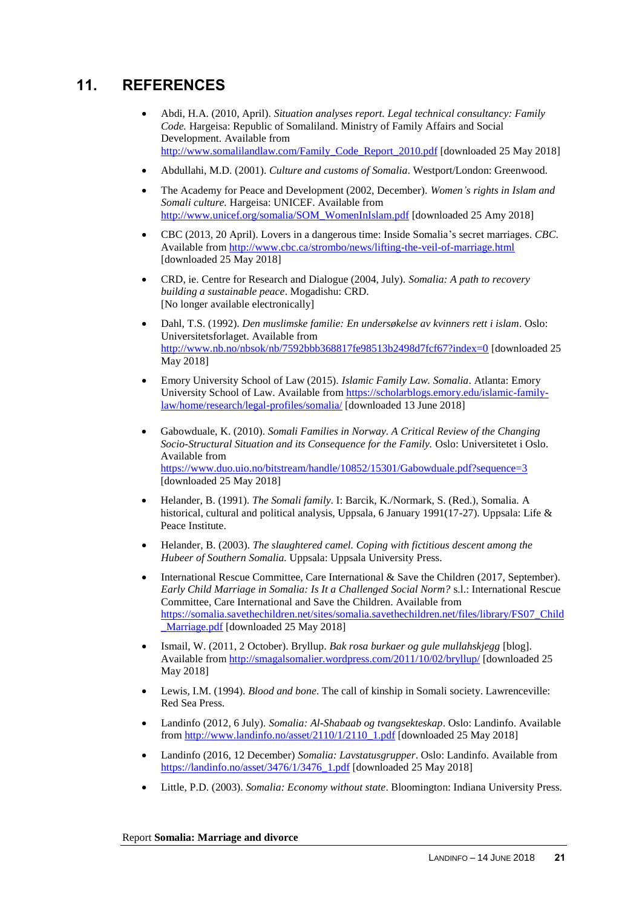## 11. REFERENCES

- Abdi, H.A. (2010, April). *Situation analyses report. Legal technical consultancy: Family Code.* Hargeisa: Republic of Somaliland. Ministry of Family Affairs and Social Development. Available from http://www.somalilandlaw.com/Family_Code_Report_2010.pdf [downloaded 25 May 2018]
- Abdullahi, M.D. (2001). *Culture and customs of Somalia*. Westport/London: Greenwood.
- The Academy for Peace and Development (2002, December). *Women's rights in Islam and Somali culture.* Hargeisa: UNICEF. Available from http://www.unicef.org/somalia/SOM_WomenInIslam.pdf [downloaded 25 Amy 2018]
- CBC (2013, 20 April). Lovers in a dangerous time: Inside Somalia's secret marriages. *CBC*. Available from http://www.cbc.ca/strombo/news/lifting-the-veil-of-marriage.html [downloaded 25 May 2018]
- CRD, ie. Centre for Research and Dialogue (2004, July). *Somalia: A path to recovery building a sustainable peace*. Mogadishu: CRD.
  [No longer available electronically]
- Dahl, T.S. (1992). *Den muslimske familie: En undersøkelse av kvinners rett i islam*. Oslo: Universitetsforlaget. Available from http://www.nb.no/nbsok/nb/7592bbb368817fe98513b2498d7fcf67?index=0 [downloaded 25 May 2018]
- Emory University School of Law (2015). *Islamic Family Law. Somalia*. Atlanta: Emory University School of Law. Available from https://scholarblogs.emory.edu/islamic-family-law/home/research/legal-profiles/somalia/ [downloaded 13 June 2018]
- Gabowduale, K. (2010). *Somali Families in Norway. A Critical Review of the Changing Socio-Structural Situation and its Consequence for the Family.* Oslo: Universitetet i Oslo. Available from https://www.duo.uio.no/bitstream/handle/10852/15301/Gabowduale.pdf?sequence=3 [downloaded 25 May 2018]
- Helander, B. (1991). *The Somali family*. I: Barcik, K./Normark, S. (Red.), Somalia. A historical, cultural and political analysis, Uppsala, 6 January 1991(17-27). Uppsala: Life & Peace Institute.
- Helander, B. (2003). *The slaughtered camel. Coping with fictitious descent among the Hubeer of Southern Somalia.* Uppsala: Uppsala University Press.
- International Rescue Committee, Care International & Save the Children (2017, September). *Early Child Marriage in Somalia: Is It a Challenged Social Norm?* s.l.: International Rescue Committee, Care International and Save the Children. Available from https://somalia.savethechildren.net/sites/somalia.savethechildren.net/files/library/FS07_Child_Marriage.pdf [downloaded 25 May 2018]
- Ismail, W. (2011, 2 October). Bryllup. *Bak rosa burkaer og gule mullahskjegg* [blog]. Available from http://smagalsomalier.wordpress.com/2011/10/02/bryllup/ [downloaded 25 May 2018]
- Lewis, I.M. (1994). *Blood and bone*. The call of kinship in Somali society. Lawrenceville: Red Sea Press.
- Landinfo (2012, 6 July). *Somalia: Al-Shabaab og tvangsekteskap*. Oslo: Landinfo. Available from http://www.landinfo.no/asset/2110/1/2110_1.pdf [downloaded 25 May 2018]
- Landinfo (2016, 12 December) *Somalia: Lavstatusgrupper*. Oslo: Landinfo. Available from https://landinfo.no/asset/3476/1/3476_1.pdf [downloaded 25 May 2018]
- Little, P.D. (2003). *Somalia: Economy without state*. Bloomington: Indiana University Press.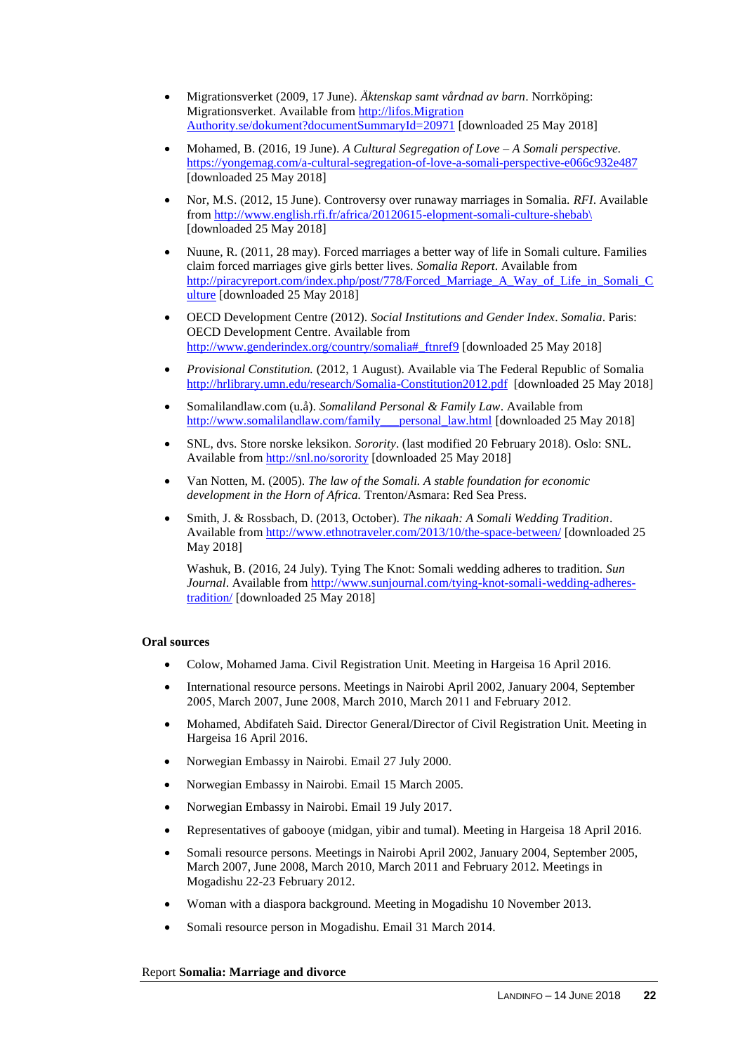- Migrationsverket (2009, 17 June). *Äktenskap samt vårdnad av barn*. Norrköping: Migrationsverket. Available from http://lifos.Migration Authority.se/dokument?documentSummaryId=20971 [downloaded 25 May 2018]

- Mohamed, B. (2016, 19 June). *A Cultural Segregation of Love – A Somali perspective*. https://yongemag.com/a-cultural-segregation-of-love-a-somali-perspective-e066c932e487 [downloaded 25 May 2018]

- Nor, M.S. (2012, 15 June). Controversy over runaway marriages in Somalia. *RFI*. Available from http://www.english.rfi.fr/africa/20120615-elopment-somali-culture-shebab\ [downloaded 25 May 2018]

- Nuune, R. (2011, 28 may). Forced marriages a better way of life in Somali culture. Families claim forced marriages give girls better lives. *Somalia Report*. Available from http://piracyreport.com/index.php/post/778/Forced_Marriage_A_Way_of_Life_in_Somali_Culture [downloaded 25 May 2018]

- OECD Development Centre (2012). *Social Institutions and Gender Index*. *Somalia*. Paris: OECD Development Centre. Available from http://www.genderindex.org/country/somalia#_ftnref9 [downloaded 25 May 2018]

- *Provisional Constitution.* (2012, 1 August). Available via The Federal Republic of Somalia http://hrlibrary.umn.edu/research/Somalia-Constitution2012.pdf [downloaded 25 May 2018]

- Somalilandlaw.com (u.å). *Somaliland Personal & Family Law*. Available from http://www.somalilandlaw.com/family___personal_law.html [downloaded 25 May 2018]

- SNL, dvs. Store norske leksikon. *Sorority*. (last modified 20 February 2018). Oslo: SNL. Available from http://snl.no/sorority [downloaded 25 May 2018]

- Van Notten, M. (2005). *The law of the Somali. A stable foundation for economic development in the Horn of Africa.* Trenton/Asmara: Red Sea Press.

- Smith, J. & Rossbach, D. (2013, October). *The nikaah: A Somali Wedding Tradition*. Available from http://www.ethnotraveler.com/2013/10/the-space-between/ [downloaded 25 May 2018]

  Washuk, B. (2016, 24 July). Tying The Knot: Somali wedding adheres to tradition. *Sun Journal*. Available from http://www.sunjournal.com/tying-knot-somali-wedding-adheres-tradition/ [downloaded 25 May 2018]

**Oral sources**

- Colow, Mohamed Jama. Civil Registration Unit. Meeting in Hargeisa 16 April 2016.
- International resource persons. Meetings in Nairobi April 2002, January 2004, September 2005, March 2007, June 2008, March 2010, March 2011 and February 2012.
- Mohamed, Abdifateh Said. Director General/Director of Civil Registration Unit. Meeting in Hargeisa 16 April 2016.
- Norwegian Embassy in Nairobi. Email 27 July 2000.
- Norwegian Embassy in Nairobi. Email 15 March 2005.
- Norwegian Embassy in Nairobi. Email 19 July 2017.
- Representatives of gabooye (midgan, yibir and tumal). Meeting in Hargeisa 18 April 2016.
- Somali resource persons. Meetings in Nairobi April 2002, January 2004, September 2005, March 2007, June 2008, March 2010, March 2011 and February 2012. Meetings in Mogadishu 22-23 February 2012.
- Woman with a diaspora background. Meeting in Mogadishu 10 November 2013.
- Somali resource person in Mogadishu. Email 31 March 2014.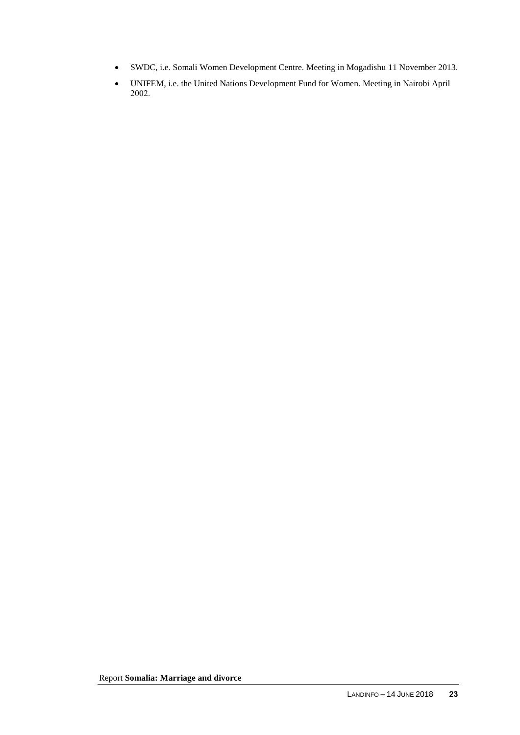- SWDC, i.e. Somali Women Development Centre. Meeting in Mogadishu 11 November 2013.
- UNIFEM, i.e. the United Nations Development Fund for Women. Meeting in Nairobi April 2002.